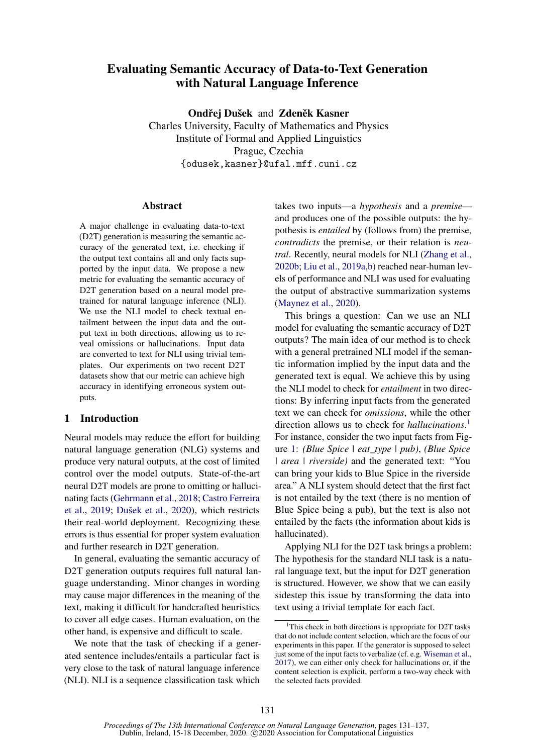# Evaluating Semantic Accuracy of Data-to-Text Generation with Natural Language Inference

**Ondřej Dušek** and **Zdeněk Kasner**
Charles University, Faculty of Mathematics and Physics
Institute of Formal and Applied Linguistics
Prague, Czechia
{odusek,kasner}@ufal.mff.cuni.cz

## Abstract

A major challenge in evaluating data-to-text (D2T) generation is measuring the semantic accuracy of the generated text, i.e. checking if the output text contains all and only facts supported by the input data. We propose a new metric for evaluating the semantic accuracy of D2T generation based on a neural model pretrained for natural language inference (NLI). We use the NLI model to check textual entailment between the input data and the output text in both directions, allowing us to reveal omissions or hallucinations. Input data are converted to text for NLI using trivial templates. Our experiments on two recent D2T datasets show that our metric can achieve high accuracy in identifying erroneous system outputs.

## 1 Introduction

Neural models may reduce the effort for building natural language generation (NLG) systems and produce very natural outputs, at the cost of limited control over the model outputs. State-of-the-art neural D2T models are prone to omitting or hallucinating facts (Gehrmann et al., 2018; Castro Ferreira et al., 2019; Dušek et al., 2020), which restricts their real-world deployment. Recognizing these errors is thus essential for proper system evaluation and further research in D2T generation.

In general, evaluating the semantic accuracy of D2T generation outputs requires full natural language understanding. Minor changes in wording may cause major differences in the meaning of the text, making it difficult for handcrafted heuristics to cover all edge cases. Human evaluation, on the other hand, is expensive and difficult to scale.

We note that the task of checking if a generated sentence includes/entails a particular fact is very close to the task of natural language inference (NLI). NLI is a sequence classification task which takes two inputs—a *hypothesis* and a *premise*—and produces one of the possible outputs: the hypothesis is *entailed* by (follows from) the premise, *contradicts* the premise, or their relation is *neutral*. Recently, neural models for NLI (Zhang et al., 2020b; Liu et al., 2019a,b) reached near-human levels of performance and NLI was used for evaluating the output of abstractive summarization systems (Maynez et al., 2020).

This brings a question: Can we use an NLI model for evaluating the semantic accuracy of D2T outputs? The main idea of our method is to check with a general pretrained NLI model if the semantic information implied by the input data and the generated text is equal. We achieve this by using the NLI model to check for *entailment* in two directions: By inferring input facts from the generated text we can check for *omissions*, while the other direction allows us to check for *hallucinations*.[1] For instance, consider the two input facts from Figure 1: *(Blue Spice | eat_type | pub)*, *(Blue Spice | area | riverside)* and the generated text: "You can bring your kids to Blue Spice in the riverside area." A NLI system should detect that the first fact is not entailed by the text (there is no mention of Blue Spice being a pub), but the text is also not entailed by the facts (the information about kids is hallucinated).

Applying NLI for the D2T task brings a problem: The hypothesis for the standard NLI task is a natural language text, but the input for D2T generation is structured. However, we show that we can easily sidestep this issue by transforming the data into text using a trivial template for each fact.

[1] This check in both directions is appropriate for D2T tasks that do not include content selection, which are the focus of our experiments in this paper. If the generator is supposed to select just some of the input facts to verbalize (cf. e.g. Wiseman et al., 2017), we can either only check for hallucinations or, if the content selection is explicit, perform a two-way check with the selected facts provided.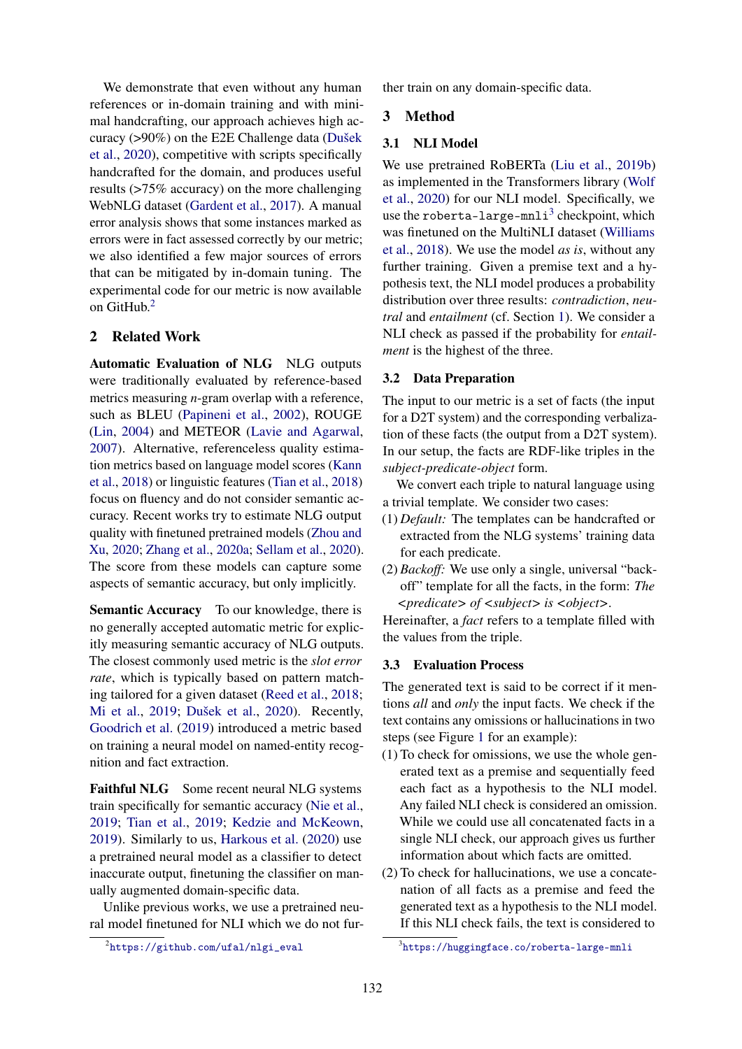We demonstrate that even without any human references or in-domain training and with minimal handcrafting, our approach achieves high accuracy (>90%) on the E2E Challenge data (Dušek et al., 2020), competitive with scripts specifically handcrafted for the domain, and produces useful results (>75% accuracy) on the more challenging WebNLG dataset (Gardent et al., 2017). A manual error analysis shows that some instances marked as errors were in fact assessed correctly by our metric; we also identified a few major sources of errors that can be mitigated by in-domain tuning. The experimental code for our metric is now available on GitHub.[2]

## 2 Related Work

**Automatic Evaluation of NLG** NLG outputs were traditionally evaluated by reference-based metrics measuring *n*-gram overlap with a reference, such as BLEU (Papineni et al., 2002), ROUGE (Lin, 2004) and METEOR (Lavie and Agarwal, 2007). Alternative, referenceless quality estimation metrics based on language model scores (Kann et al., 2018) or linguistic features (Tian et al., 2018) focus on fluency and do not consider semantic accuracy. Recent works try to estimate NLG output quality with finetuned pretrained models (Zhou and Xu, 2020; Zhang et al., 2020a; Sellam et al., 2020). The score from these models can capture some aspects of semantic accuracy, but only implicitly.

**Semantic Accuracy** To our knowledge, there is no generally accepted automatic metric for explicitly measuring semantic accuracy of NLG outputs. The closest commonly used metric is the *slot error rate*, which is typically based on pattern matching tailored for a given dataset (Reed et al., 2018; Mi et al., 2019; Dušek et al., 2020). Recently, Goodrich et al. (2019) introduced a metric based on training a neural model on named-entity recognition and fact extraction.

**Faithful NLG** Some recent neural NLG systems train specifically for semantic accuracy (Nie et al., 2019; Tian et al., 2019; Kedzie and McKeown, 2019). Similarly to us, Harkous et al. (2020) use a pretrained neural model as a classifier to detect inaccurate output, finetuning the classifier on manually augmented domain-specific data.

Unlike previous works, we use a pretrained neural model finetuned for NLI which we do not further train on any domain-specific data.

## 3 Method

### 3.1 NLI Model

We use pretrained RoBERTa (Liu et al., 2019b) as implemented in the Transformers library (Wolf et al., 2020) for our NLI model. Specifically, we use the `roberta-large-mnli`[3] checkpoint, which was finetuned on the MultiNLI dataset (Williams et al., 2018). We use the model *as is*, without any further training. Given a premise text and a hypothesis text, the NLI model produces a probability distribution over three results: *contradiction*, *neutral* and *entailment* (cf. Section 1). We consider a NLI check as passed if the probability for *entailment* is the highest of the three.

### 3.2 Data Preparation

The input to our metric is a set of facts (the input for a D2T system) and the corresponding verbalization of these facts (the output from a D2T system). In our setup, the facts are RDF-like triples in the *subject-predicate-object* form.

We convert each triple to natural language using a trivial template. We consider two cases:

(1) *Default:* The templates can be handcrafted or extracted from the NLG systems' training data for each predicate.

(2) *Backoff:* We use only a single, universal "backoff" template for all the facts, in the form: *The <predicate> of <subject> is <object>*.

Hereinafter, a *fact* refers to a template filled with the values from the triple.

### 3.3 Evaluation Process

The generated text is said to be correct if it mentions *all* and *only* the input facts. We check if the text contains any omissions or hallucinations in two steps (see Figure 1 for an example):

(1) To check for omissions, we use the whole generated text as a premise and sequentially feed each fact as a hypothesis to the NLI model. Any failed NLI check is considered an omission. While we could use all concatenated facts in a single NLI check, our approach gives us further information about which facts are omitted.

(2) To check for hallucinations, we use a concatenation of all facts as a premise and feed the generated text as a hypothesis to the NLI model. If this NLI check fails, the text is considered to

[2] https://github.com/ufal/nlgi_eval

[3] https://huggingface.co/roberta-large-mnli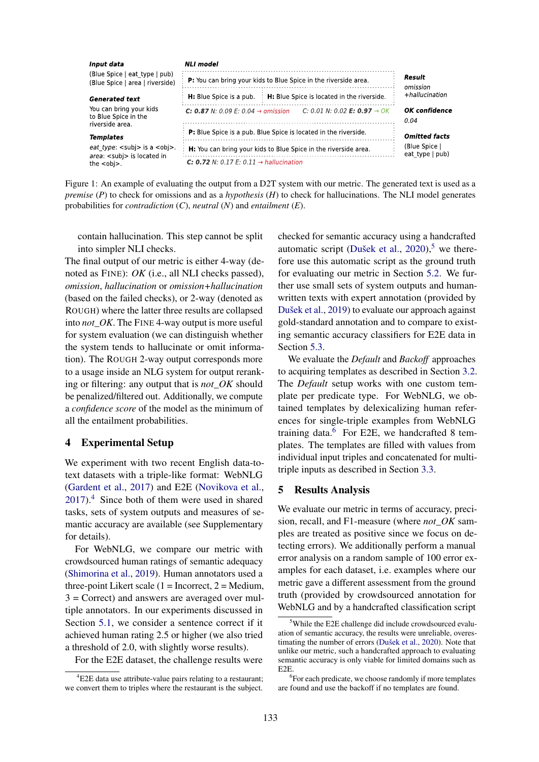**Input data**

(Blue Spice | eat_type | pub)
(Blue Spice | area | riverside)

**Generated text**

You can bring your kids to Blue Spice in the riverside area.

**Templates**

*eat_type*: <subj> is a <obj>.
*area*: <subj> is located in the <obj>.

**NLI model**

**P:** You can bring your kids to Blue Spice in the riverside area.

**H:** Blue Spice is a pub. | **H:** Blue Spice is located in the riverside.

**C: 0.87** N: 0.09 E: 0.04 → omission | C: 0.01 N: 0.02 **E: 0.97** → OK

**P:** Blue Spice is a pub. Blue Spice is located in the riverside.

**H:** You can bring your kids to Blue Spice in the riverside area.

**C: 0.72** N: 0.17 E: 0.11 → hallucination

**Result**

omission +hallucination

**OK confidence**

0.04

**Omitted facts**

(Blue Spice | eat_type | pub)

Figure 1: An example of evaluating the output from a D2T system with our metric. The generated text is used as a *premise* (*P*) to check for omissions and as a *hypothesis* (*H*) to check for hallucinations. The NLI model generates probabilities for *contradiction* (*C*), *neutral* (*N*) and *entailment* (*E*).

contain hallucination. This step cannot be split into simpler NLI checks.

The final output of our metric is either 4-way (denoted as FINE): *OK* (i.e., all NLI checks passed), *omission*, *hallucination* or *omission+hallucination* (based on the failed checks), or 2-way (denoted as ROUGH) where the latter three results are collapsed into *not_OK*. The FINE 4-way output is more useful for system evaluation (we can distinguish whether the system tends to hallucinate or omit information). The ROUGH 2-way output corresponds more to a usage inside an NLG system for output reranking or filtering: any output that is *not_OK* should be penalized/filtered out. Additionally, we compute a *confidence score* of the model as the minimum of all the entailment probabilities.

## 4 Experimental Setup

We experiment with two recent English data-to-text datasets with a triple-like format: WebNLG (Gardent et al., 2017) and E2E (Novikova et al., 2017).[4] Since both of them were used in shared tasks, sets of system outputs and measures of semantic accuracy are available (see Supplementary for details).

For WebNLG, we compare our metric with crowdsourced human ratings of semantic adequacy (Shimorina et al., 2019). Human annotators used a three-point Likert scale (1 = Incorrect, 2 = Medium, 3 = Correct) and answers are averaged over multiple annotators. In our experiments discussed in Section 5.1, we consider a sentence correct if it achieved human rating 2.5 or higher (we also tried a threshold of 2.0, with slightly worse results).

For the E2E dataset, the challenge results were checked for semantic accuracy using a handcrafted automatic script (Dušek et al., 2020),[5] we therefore use this automatic script as the ground truth for evaluating our metric in Section 5.2. We further use small sets of system outputs and human-written texts with expert annotation (provided by Dušek et al., 2019) to evaluate our approach against gold-standard annotation and to compare to existing semantic accuracy classifiers for E2E data in Section 5.3.

We evaluate the *Default* and *Backoff* approaches to acquiring templates as described in Section 3.2. The *Default* setup works with one custom template per predicate type. For WebNLG, we obtained templates by delexicalizing human references for single-triple examples from WebNLG training data.[6] For E2E, we handcrafted 8 templates. The templates are filled with values from individual input triples and concatenated for multi-triple inputs as described in Section 3.3.

## 5 Results Analysis

We evaluate our metric in terms of accuracy, precision, recall, and F1-measure (where *not_OK* samples are treated as positive since we focus on detecting errors). We additionally perform a manual error analysis on a random sample of 100 error examples for each dataset, i.e. examples where our metric gave a different assessment from the ground truth (provided by crowdsourced annotation for WebNLG and by a handcrafted classification script

[4] E2E data use attribute-value pairs relating to a restaurant; we convert them to triples where the restaurant is the subject.

[5] While the E2E challenge did include crowdsourced evaluation of semantic accuracy, the results were unreliable, overestimating the number of errors (Dušek et al., 2020). Note that unlike our metric, such a handcrafted approach to evaluating semantic accuracy is only viable for limited domains such as E2E.

[6] For each predicate, we choose randomly if more templates are found and use the backoff if no templates are found.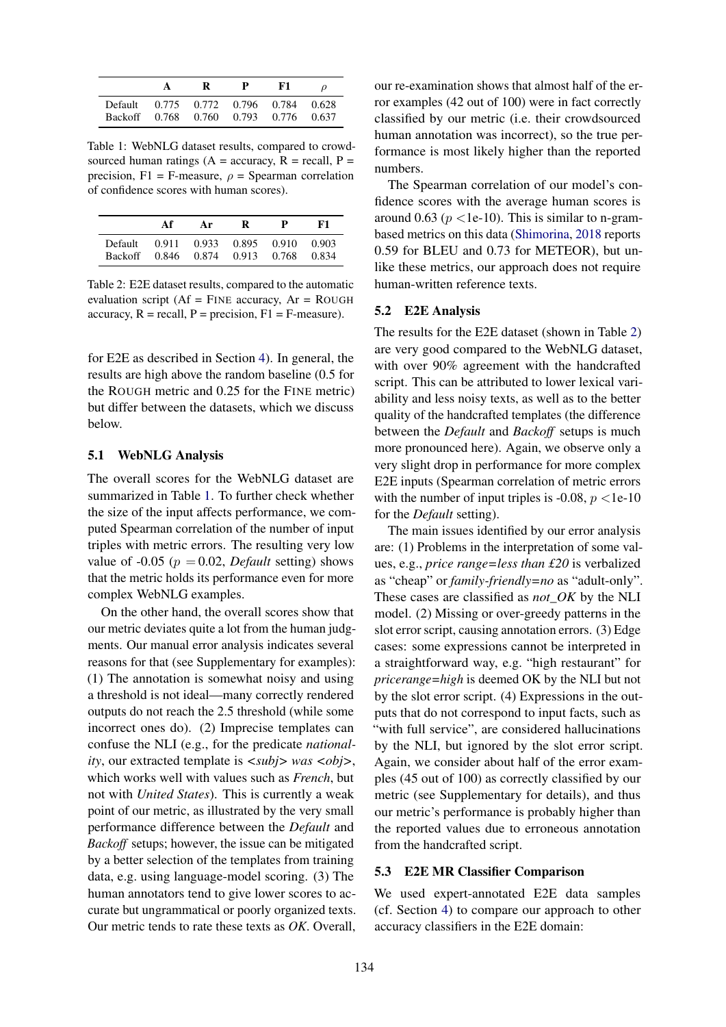| | A | R | P | F1 | $\rho$ |
|---|---|---|---|---|---|
| Default | 0.775 | 0.772 | 0.796 | 0.784 | 0.628 |
| Backoff | 0.768 | 0.760 | 0.793 | 0.776 | 0.637 |

Table 1: WebNLG dataset results, compared to crowd-sourced human ratings (A = accuracy, R = recall, P = precision, F1 = F-measure, $\rho$ = Spearman correlation of confidence scores with human scores).

| | Af | Ar | R | P | F1 |
|---|---|---|---|---|---|
| Default | 0.911 | 0.933 | 0.895 | 0.910 | 0.903 |
| Backoff | 0.846 | 0.874 | 0.913 | 0.768 | 0.834 |

Table 2: E2E dataset results, compared to the automatic evaluation script (Af = FINE accuracy, Ar = ROUGH accuracy, R = recall, P = precision, F1 = F-measure).

for E2E as described in Section 4). In general, the results are high above the random baseline (0.5 for the ROUGH metric and 0.25 for the FINE metric) but differ between the datasets, which we discuss below.

### 5.1 WebNLG Analysis

The overall scores for the WebNLG dataset are summarized in Table 1. To further check whether the size of the input affects performance, we computed Spearman correlation of the number of input triples with metric errors. The resulting very low value of -0.05 ($p = 0.02$, *Default* setting) shows that the metric holds its performance even for more complex WebNLG examples.

On the other hand, the overall scores show that our metric deviates quite a lot from the human judgments. Our manual error analysis indicates several reasons for that (see Supplementary for examples): (1) The annotation is somewhat noisy and using a threshold is not ideal—many correctly rendered outputs do not reach the 2.5 threshold (while some incorrect ones do). (2) Imprecise templates can confuse the NLI (e.g., for the predicate *nationality*, our extracted template is *<subj> was <obj>*, which works well with values such as *French*, but not with *United States*). This is currently a weak point of our metric, as illustrated by the very small performance difference between the *Default* and *Backoff* setups; however, the issue can be mitigated by a better selection of the templates from training data, e.g. using language-model scoring. (3) The human annotators tend to give lower scores to accurate but ungrammatical or poorly organized texts. Our metric tends to rate these texts as *OK*. Overall, our re-examination shows that almost half of the error examples (42 out of 100) were in fact correctly classified by our metric (i.e. their crowdsourced human annotation was incorrect), so the true performance is most likely higher than the reported numbers.

The Spearman correlation of our model's confidence scores with the average human scores is around 0.63 ($p <$1e-10). This is similar to n-gram-based metrics on this data (Shimorina, 2018 reports 0.59 for BLEU and 0.73 for METEOR), but unlike these metrics, our approach does not require human-written reference texts.

### 5.2 E2E Analysis

The results for the E2E dataset (shown in Table 2) are very good compared to the WebNLG dataset, with over 90% agreement with the handcrafted script. This can be attributed to lower lexical variability and less noisy texts, as well as to the better quality of the handcrafted templates (the difference between the *Default* and *Backoff* setups is much more pronounced here). Again, we observe only a very slight drop in performance for more complex E2E inputs (Spearman correlation of metric errors with the number of input triples is -0.08, $p <$1e-10 for the *Default* setting).

The main issues identified by our error analysis are: (1) Problems in the interpretation of some values, e.g., *price range=less than £20* is verbalized as "cheap" or *family-friendly=no* as "adult-only". These cases are classified as *not_OK* by the NLI model. (2) Missing or over-greedy patterns in the slot error script, causing annotation errors. (3) Edge cases: some expressions cannot be interpreted in a straightforward way, e.g. "high restaurant" for *pricerange=high* is deemed OK by the NLI but not by the slot error script. (4) Expressions in the outputs that do not correspond to input facts, such as "with full service", are considered hallucinations by the NLI, but ignored by the slot error script. Again, we consider about half of the error examples (45 out of 100) as correctly classified by our metric (see Supplementary for details), and thus our metric's performance is probably higher than the reported values due to erroneous annotation from the handcrafted script.

### 5.3 E2E MR Classifier Comparison

We used expert-annotated E2E data samples (cf. Section 4) to compare our approach to other accuracy classifiers in the E2E domain: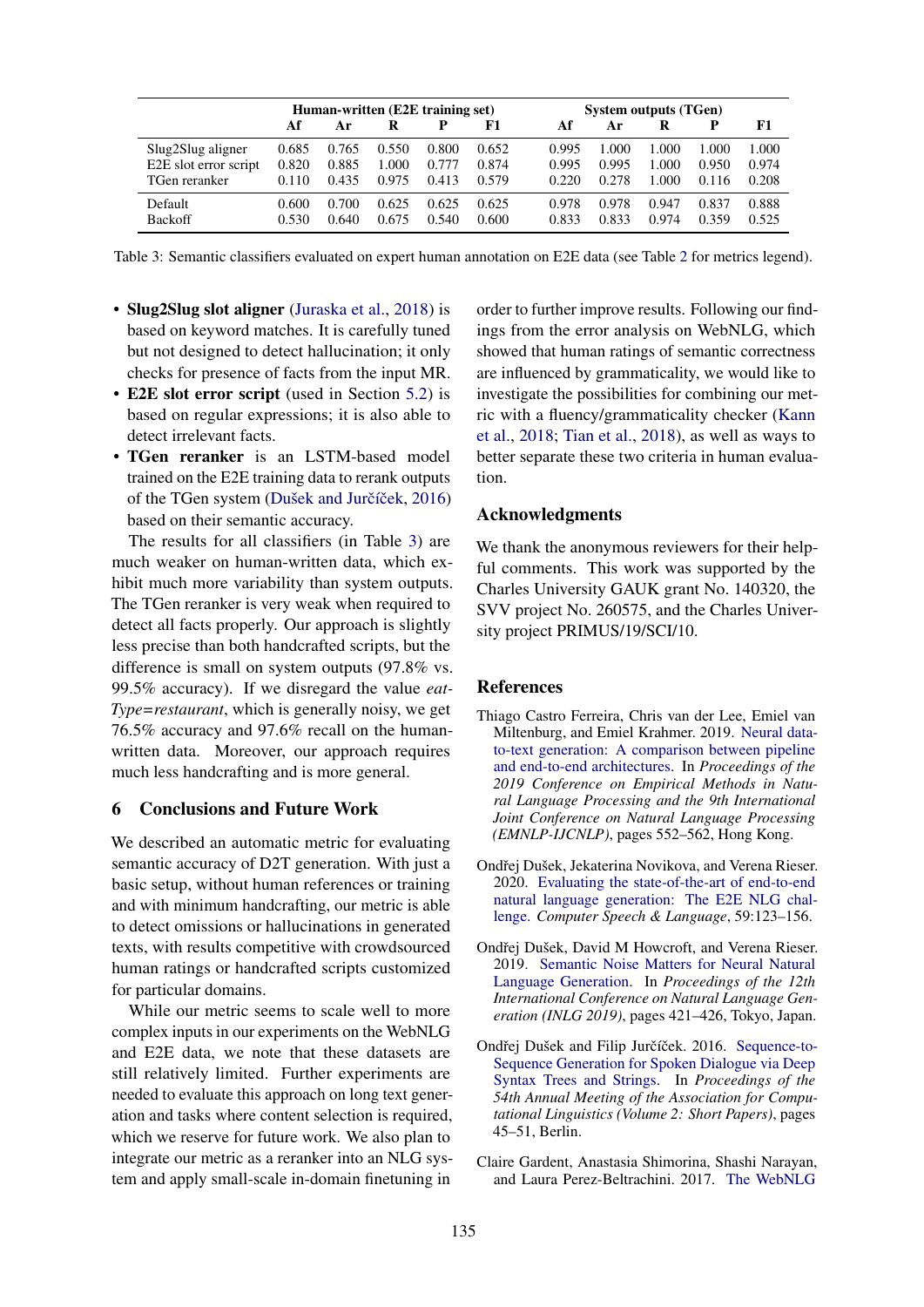|  | Human-written (E2E training set) |  |  |  |  | System outputs (TGen) |  |  |  |  |
|---|---|---|---|---|---|---|---|---|---|---|
|  | Af | Ar | R | P | F1 | Af | Ar | R | P | F1 |
| Slug2Slug aligner | 0.685 | 0.765 | 0.550 | 0.800 | 0.652 | 0.995 | 1.000 | 1.000 | 1.000 | 1.000 |
| E2E slot error script | 0.820 | 0.885 | 1.000 | 0.777 | 0.874 | 0.995 | 0.995 | 1.000 | 0.950 | 0.974 |
| TGen reranker | 0.110 | 0.435 | 0.975 | 0.413 | 0.579 | 0.220 | 0.278 | 1.000 | 0.116 | 0.208 |
| Default | 0.600 | 0.700 | 0.625 | 0.625 | 0.625 | 0.978 | 0.978 | 0.947 | 0.837 | 0.888 |
| Backoff | 0.530 | 0.640 | 0.675 | 0.540 | 0.600 | 0.833 | 0.833 | 0.974 | 0.359 | 0.525 |

Table 3: Semantic classifiers evaluated on expert human annotation on E2E data (see Table 2 for metrics legend).

- **Slug2Slug slot aligner** (Juraska et al., 2018) is based on keyword matches. It is carefully tuned but not designed to detect hallucination; it only checks for presence of facts from the input MR.
- **E2E slot error script** (used in Section 5.2) is based on regular expressions; it is also able to detect irrelevant facts.
- **TGen reranker** is an LSTM-based model trained on the E2E training data to rerank outputs of the TGen system (Dušek and Jurčíček, 2016) based on their semantic accuracy.

The results for all classifiers (in Table 3) are much weaker on human-written data, which exhibit much more variability than system outputs. The TGen reranker is very weak when required to detect all facts properly. Our approach is slightly less precise than both handcrafted scripts, but the difference is small on system outputs (97.8% vs. 99.5% accuracy). If we disregard the value *eatType=restaurant*, which is generally noisy, we get 76.5% accuracy and 97.6% recall on the human-written data. Moreover, our approach requires much less handcrafting and is more general.

## 6 Conclusions and Future Work

We described an automatic metric for evaluating semantic accuracy of D2T generation. With just a basic setup, without human references or training and with minimum handcrafting, our metric is able to detect omissions or hallucinations in generated texts, with results competitive with crowdsourced human ratings or handcrafted scripts customized for particular domains.

While our metric seems to scale well to more complex inputs in our experiments on the WebNLG and E2E data, we note that these datasets are still relatively limited. Further experiments are needed to evaluate this approach on long text generation and tasks where content selection is required, which we reserve for future work. We also plan to integrate our metric as a reranker into an NLG system and apply small-scale in-domain finetuning in order to further improve results. Following our findings from the error analysis on WebNLG, which showed that human ratings of semantic correctness are influenced by grammaticality, we would like to investigate the possibilities for combining our metric with a fluency/grammaticality checker (Kann et al., 2018; Tian et al., 2018), as well as ways to better separate these two criteria in human evaluation.

## Acknowledgments

We thank the anonymous reviewers for their helpful comments. This work was supported by the Charles University GAUK grant No. 140320, the SVV project No. 260575, and the Charles University project PRIMUS/19/SCI/10.

## References

Thiago Castro Ferreira, Chris van der Lee, Emiel van Miltenburg, and Emiel Krahmer. 2019. Neural data-to-text generation: A comparison between pipeline and end-to-end architectures. In *Proceedings of the 2019 Conference on Empirical Methods in Natural Language Processing and the 9th International Joint Conference on Natural Language Processing (EMNLP-IJCNLP)*, pages 552–562, Hong Kong.

Ondřej Dušek, Jekaterina Novikova, and Verena Rieser. 2020. Evaluating the state-of-the-art of end-to-end natural language generation: The E2E NLG challenge. *Computer Speech & Language*, 59:123–156.

Ondřej Dušek, David M Howcroft, and Verena Rieser. 2019. Semantic Noise Matters for Neural Natural Language Generation. In *Proceedings of the 12th International Conference on Natural Language Generation (INLG 2019)*, pages 421–426, Tokyo, Japan.

Ondřej Dušek and Filip Jurčíček. 2016. Sequence-to-Sequence Generation for Spoken Dialogue via Deep Syntax Trees and Strings. In *Proceedings of the 54th Annual Meeting of the Association for Computational Linguistics (Volume 2: Short Papers)*, pages 45–51, Berlin.

Claire Gardent, Anastasia Shimorina, Shashi Narayan, and Laura Perez-Beltrachini. 2017. The WebNLG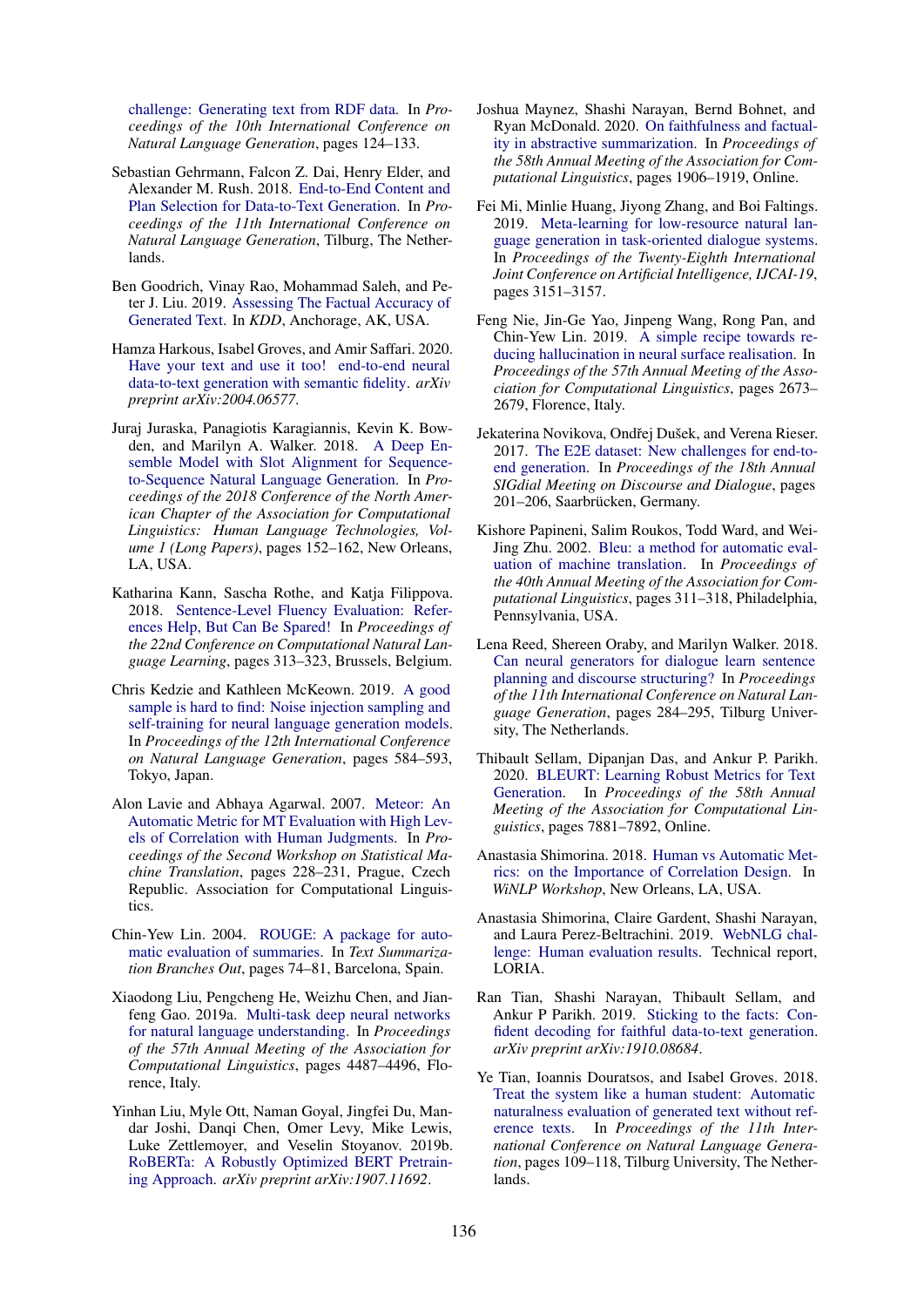challenge: Generating text from RDF data. In *Proceedings of the 10th International Conference on Natural Language Generation*, pages 124–133.

Sebastian Gehrmann, Falcon Z. Dai, Henry Elder, and Alexander M. Rush. 2018. End-to-End Content and Plan Selection for Data-to-Text Generation. In *Proceedings of the 11th International Conference on Natural Language Generation*, Tilburg, The Netherlands.

Ben Goodrich, Vinay Rao, Mohammad Saleh, and Peter J. Liu. 2019. Assessing The Factual Accuracy of Generated Text. In *KDD*, Anchorage, AK, USA.

Hamza Harkous, Isabel Groves, and Amir Saffari. 2020. Have your text and use it too! end-to-end neural data-to-text generation with semantic fidelity. *arXiv preprint arXiv:2004.06577*.

Juraj Juraska, Panagiotis Karagiannis, Kevin K. Bowden, and Marilyn A. Walker. 2018. A Deep Ensemble Model with Slot Alignment for Sequence-to-Sequence Natural Language Generation. In *Proceedings of the 2018 Conference of the North American Chapter of the Association for Computational Linguistics: Human Language Technologies, Volume 1 (Long Papers)*, pages 152–162, New Orleans, LA, USA.

Katharina Kann, Sascha Rothe, and Katja Filippova. 2018. Sentence-Level Fluency Evaluation: References Help, But Can Be Spared! In *Proceedings of the 22nd Conference on Computational Natural Language Learning*, pages 313–323, Brussels, Belgium.

Chris Kedzie and Kathleen McKeown. 2019. A good sample is hard to find: Noise injection sampling and self-training for neural language generation models. In *Proceedings of the 12th International Conference on Natural Language Generation*, pages 584–593, Tokyo, Japan.

Alon Lavie and Abhaya Agarwal. 2007. Meteor: An Automatic Metric for MT Evaluation with High Levels of Correlation with Human Judgments. In *Proceedings of the Second Workshop on Statistical Machine Translation*, pages 228–231, Prague, Czech Republic. Association for Computational Linguistics.

Chin-Yew Lin. 2004. ROUGE: A package for automatic evaluation of summaries. In *Text Summarization Branches Out*, pages 74–81, Barcelona, Spain.

Xiaodong Liu, Pengcheng He, Weizhu Chen, and Jianfeng Gao. 2019a. Multi-task deep neural networks for natural language understanding. In *Proceedings of the 57th Annual Meeting of the Association for Computational Linguistics*, pages 4487–4496, Florence, Italy.

Yinhan Liu, Myle Ott, Naman Goyal, Jingfei Du, Mandar Joshi, Danqi Chen, Omer Levy, Mike Lewis, Luke Zettlemoyer, and Veselin Stoyanov. 2019b. RoBERTa: A Robustly Optimized BERT Pretraining Approach. *arXiv preprint arXiv:1907.11692*.

Joshua Maynez, Shashi Narayan, Bernd Bohnet, and Ryan McDonald. 2020. On faithfulness and factuality in abstractive summarization. In *Proceedings of the 58th Annual Meeting of the Association for Computational Linguistics*, pages 1906–1919, Online.

Fei Mi, Minlie Huang, Jiyong Zhang, and Boi Faltings. 2019. Meta-learning for low-resource natural language generation in task-oriented dialogue systems. In *Proceedings of the Twenty-Eighth International Joint Conference on Artificial Intelligence, IJCAI-19*, pages 3151–3157.

Feng Nie, Jin-Ge Yao, Jinpeng Wang, Rong Pan, and Chin-Yew Lin. 2019. A simple recipe towards reducing hallucination in neural surface realisation. In *Proceedings of the 57th Annual Meeting of the Association for Computational Linguistics*, pages 2673–2679, Florence, Italy.

Jekaterina Novikova, Ondřej Dušek, and Verena Rieser. 2017. The E2E dataset: New challenges for end-to-end generation. In *Proceedings of the 18th Annual SIGdial Meeting on Discourse and Dialogue*, pages 201–206, Saarbrücken, Germany.

Kishore Papineni, Salim Roukos, Todd Ward, and Wei-Jing Zhu. 2002. Bleu: a method for automatic evaluation of machine translation. In *Proceedings of the 40th Annual Meeting of the Association for Computational Linguistics*, pages 311–318, Philadelphia, Pennsylvania, USA.

Lena Reed, Shereen Oraby, and Marilyn Walker. 2018. Can neural generators for dialogue learn sentence planning and discourse structuring? In *Proceedings of the 11th International Conference on Natural Language Generation*, pages 284–295, Tilburg University, The Netherlands.

Thibault Sellam, Dipanjan Das, and Ankur P. Parikh. 2020. BLEURT: Learning Robust Metrics for Text Generation. In *Proceedings of the 58th Annual Meeting of the Association for Computational Linguistics*, pages 7881–7892, Online.

Anastasia Shimorina. 2018. Human vs Automatic Metrics: on the Importance of Correlation Design. In *WiNLP Workshop*, New Orleans, LA, USA.

Anastasia Shimorina, Claire Gardent, Shashi Narayan, and Laura Perez-Beltrachini. 2019. WebNLG challenge: Human evaluation results. Technical report, LORIA.

Ran Tian, Shashi Narayan, Thibault Sellam, and Ankur P Parikh. 2019. Sticking to the facts: Confident decoding for faithful data-to-text generation. *arXiv preprint arXiv:1910.08684*.

Ye Tian, Ioannis Douratsos, and Isabel Groves. 2018. Treat the system like a human student: Automatic naturalness evaluation of generated text without reference texts. In *Proceedings of the 11th International Conference on Natural Language Generation*, pages 109–118, Tilburg University, The Netherlands.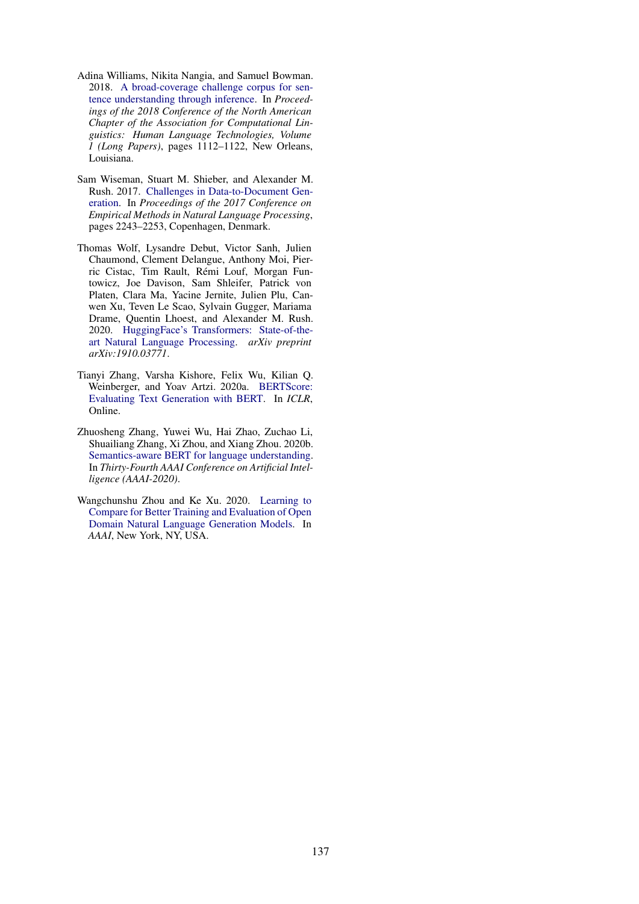Adina Williams, Nikita Nangia, and Samuel Bowman. 2018. A broad-coverage challenge corpus for sentence understanding through inference. In *Proceedings of the 2018 Conference of the North American Chapter of the Association for Computational Linguistics: Human Language Technologies, Volume 1 (Long Papers)*, pages 1112–1122, New Orleans, Louisiana.

Sam Wiseman, Stuart M. Shieber, and Alexander M. Rush. 2017. Challenges in Data-to-Document Generation. In *Proceedings of the 2017 Conference on Empirical Methods in Natural Language Processing*, pages 2243–2253, Copenhagen, Denmark.

Thomas Wolf, Lysandre Debut, Victor Sanh, Julien Chaumond, Clement Delangue, Anthony Moi, Pierric Cistac, Tim Rault, Rémi Louf, Morgan Funtowicz, Joe Davison, Sam Shleifer, Patrick von Platen, Clara Ma, Yacine Jernite, Julien Plu, Canwen Xu, Teven Le Scao, Sylvain Gugger, Mariama Drame, Quentin Lhoest, and Alexander M. Rush. 2020. HuggingFace's Transformers: State-of-the-art Natural Language Processing. *arXiv preprint arXiv:1910.03771*.

Tianyi Zhang, Varsha Kishore, Felix Wu, Kilian Q. Weinberger, and Yoav Artzi. 2020a. BERTScore: Evaluating Text Generation with BERT. In *ICLR*, Online.

Zhuosheng Zhang, Yuwei Wu, Hai Zhao, Zuchao Li, Shuailiang Zhang, Xi Zhou, and Xiang Zhou. 2020b. Semantics-aware BERT for language understanding. In *Thirty-Fourth AAAI Conference on Artificial Intelligence (AAAI-2020)*.

Wangchunshu Zhou and Ke Xu. 2020. Learning to Compare for Better Training and Evaluation of Open Domain Natural Language Generation Models. In *AAAI*, New York, NY, USA.